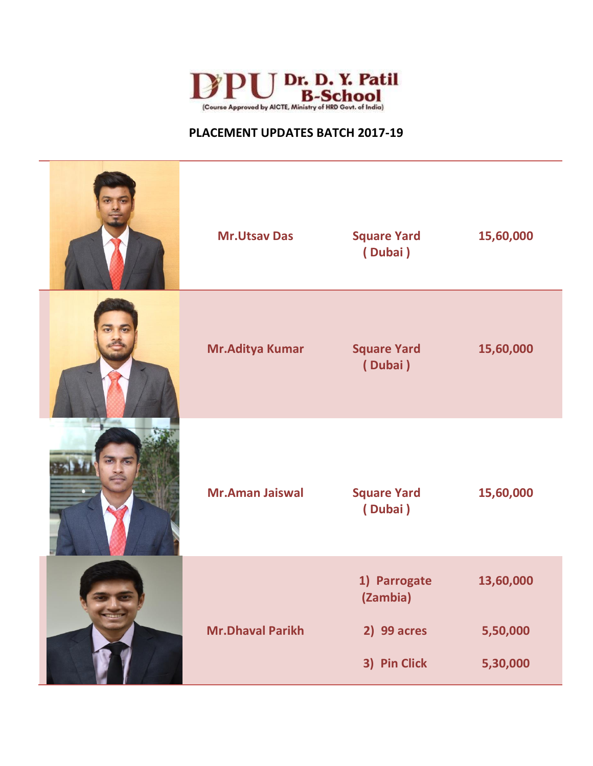DPU Dr. D. Y. Patil B-School
(Course Approved by AICTE, Ministry of HRD Govt. of India)

## PLACEMENT UPDATES BATCH 2017-19

| Photo | Name | Company | Package |
|---|---|---|---|
| | Mr.Utsav Das | Square Yard ( Dubai ) | 15,60,000 |
| | Mr.Aditya Kumar | Square Yard ( Dubai ) | 15,60,000 |
| | Mr.Aman Jaiswal | Square Yard ( Dubai ) | 15,60,000 |
| | Mr.Dhaval Parikh | 1) Parrogate (Zambia) | 13,60,000 |
| | | 2) 99 acres | 5,50,000 |
| | | 3) Pin Click | 5,30,000 |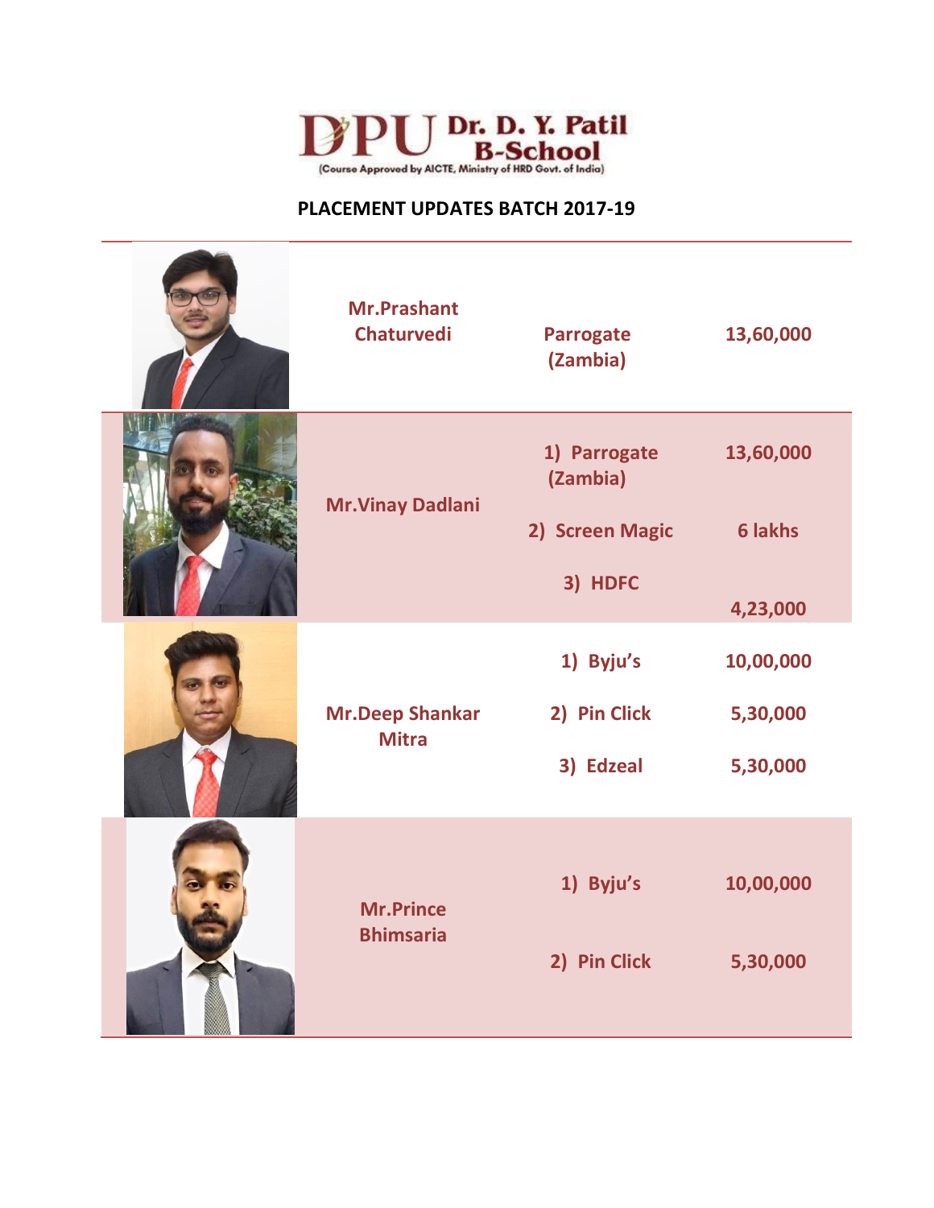**Dr. D. Y. Patil B-School**
(Course Approved by AICTE, Ministry of HRD Govt. of India)

## PLACEMENT UPDATES BATCH 2017-19

| Name | Company | Package |
|---|---|---|
| Mr.Prashant Chaturvedi | Parrogate (Zambia) | 13,60,000 |
| Mr.Vinay Dadlani | 1) Parrogate (Zambia) | 13,60,000 |
| | 2) Screen Magic | 6 lakhs |
| | 3) HDFC | 4,23,000 |
| Mr.Deep Shankar Mitra | 1) Byju's | 10,00,000 |
| | 2) Pin Click | 5,30,000 |
| | 3) Edzeal | 5,30,000 |
| Mr.Prince Bhimsaria | 1) Byju's | 10,00,000 |
| | 2) Pin Click | 5,30,000 |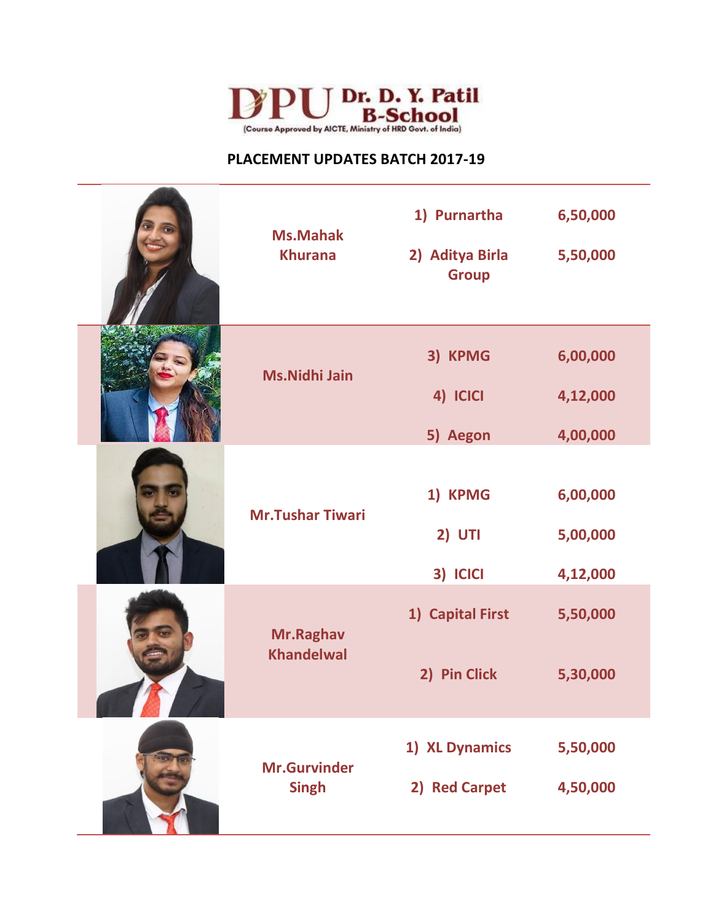Dr. D. Y. Patil B-School
(Course Approved by AICTE, Ministry of HRD Govt. of India)

**PLACEMENT UPDATES BATCH 2017-19**

| Name | Company | Package |
|---|---|---|
| Ms.Mahak Khurana | 1) Purnartha | 6,50,000 |
| | 2) Aditya Birla Group | 5,50,000 |
| Ms.Nidhi Jain | 3) KPMG | 6,00,000 |
| | 4) ICICI | 4,12,000 |
| | 5) Aegon | 4,00,000 |
| Mr.Tushar Tiwari | 1) KPMG | 6,00,000 |
| | 2) UTI | 5,00,000 |
| | 3) ICICI | 4,12,000 |
| Mr.Raghav Khandelwal | 1) Capital First | 5,50,000 |
| | 2) Pin Click | 5,30,000 |
| Mr.Gurvinder Singh | 1) XL Dynamics | 5,50,000 |
| | 2) Red Carpet | 4,50,000 |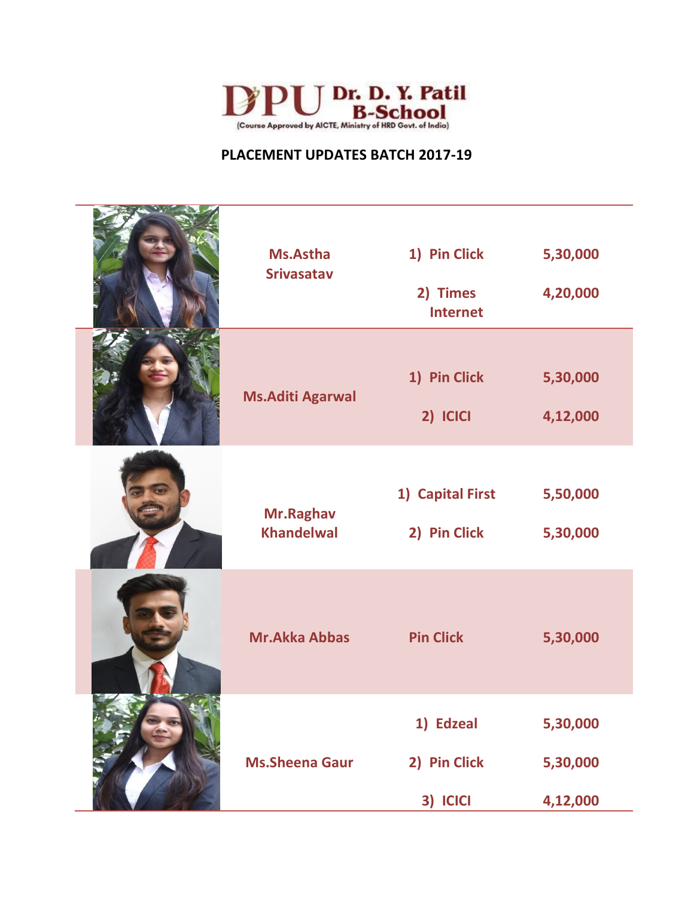DPU Dr. D. Y. Patil B-School
(Course Approved by AICTE, Ministry of HRD Govt. of India)

**PLACEMENT UPDATES BATCH 2017-19**

| Name | Company | Package |
|---|---|---|
| Ms.Astha Srivasatav | 1) Pin Click | 5,30,000 |
| | 2) Times Internet | 4,20,000 |
| Ms.Aditi Agarwal | 1) Pin Click | 5,30,000 |
| | 2) ICICI | 4,12,000 |
| Mr.Raghav Khandelwal | 1) Capital First | 5,50,000 |
| | 2) Pin Click | 5,30,000 |
| Mr.Akka Abbas | Pin Click | 5,30,000 |
| Ms.Sheena Gaur | 1) Edzeal | 5,30,000 |
| | 2) Pin Click | 5,30,000 |
| | 3) ICICI | 4,12,000 |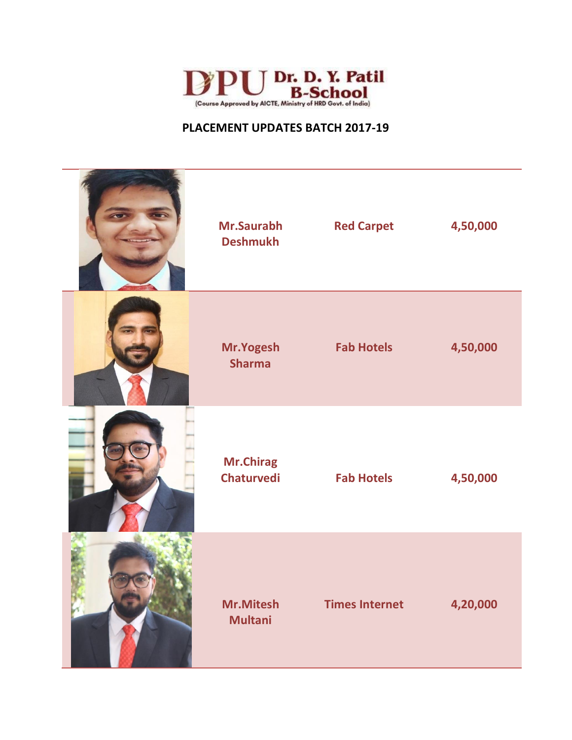**DPU Dr. D. Y. Patil B-School**
(Course Approved by AICTE, Ministry of HRD Govt. of India)

## PLACEMENT UPDATES BATCH 2017-19

| | Name | Company | Package |
|---|---|---|---|
| | Mr.Saurabh Deshmukh | Red Carpet | 4,50,000 |
| | Mr.Yogesh Sharma | Fab Hotels | 4,50,000 |
| | Mr.Chirag Chaturvedi | Fab Hotels | 4,50,000 |
| | Mr.Mitesh Multani | Times Internet | 4,20,000 |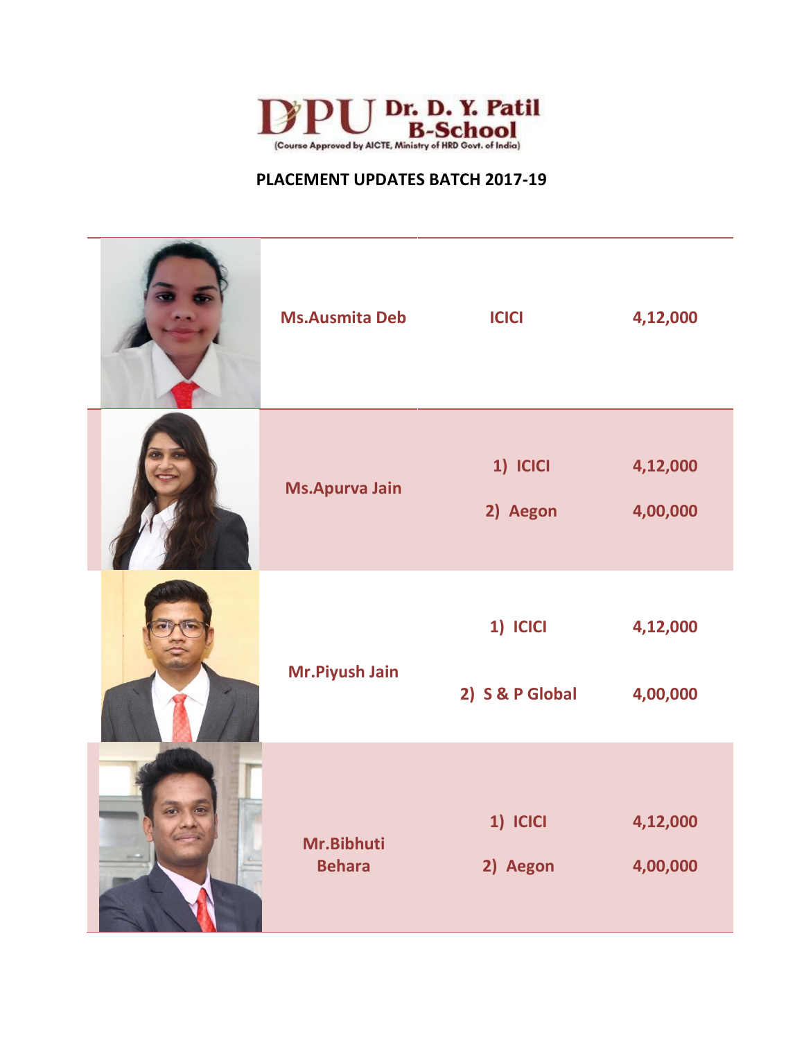Dr. D. Y. Patil B-School

(Course Approved by AICTE, Ministry of HRD Govt. of India)

**PLACEMENT UPDATES BATCH 2017-19**

| | Name | Company | Package |
|---|---|---|---|
| | Ms.Ausmita Deb | ICICI | 4,12,000 |
| | Ms.Apurva Jain | 1) ICICI<br>2) Aegon | 4,12,000<br>4,00,000 |
| | Mr.Piyush Jain | 1) ICICI<br>2) S & P Global | 4,12,000<br>4,00,000 |
| | Mr.Bibhuti Behara | 1) ICICI<br>2) Aegon | 4,12,000<br>4,00,000 |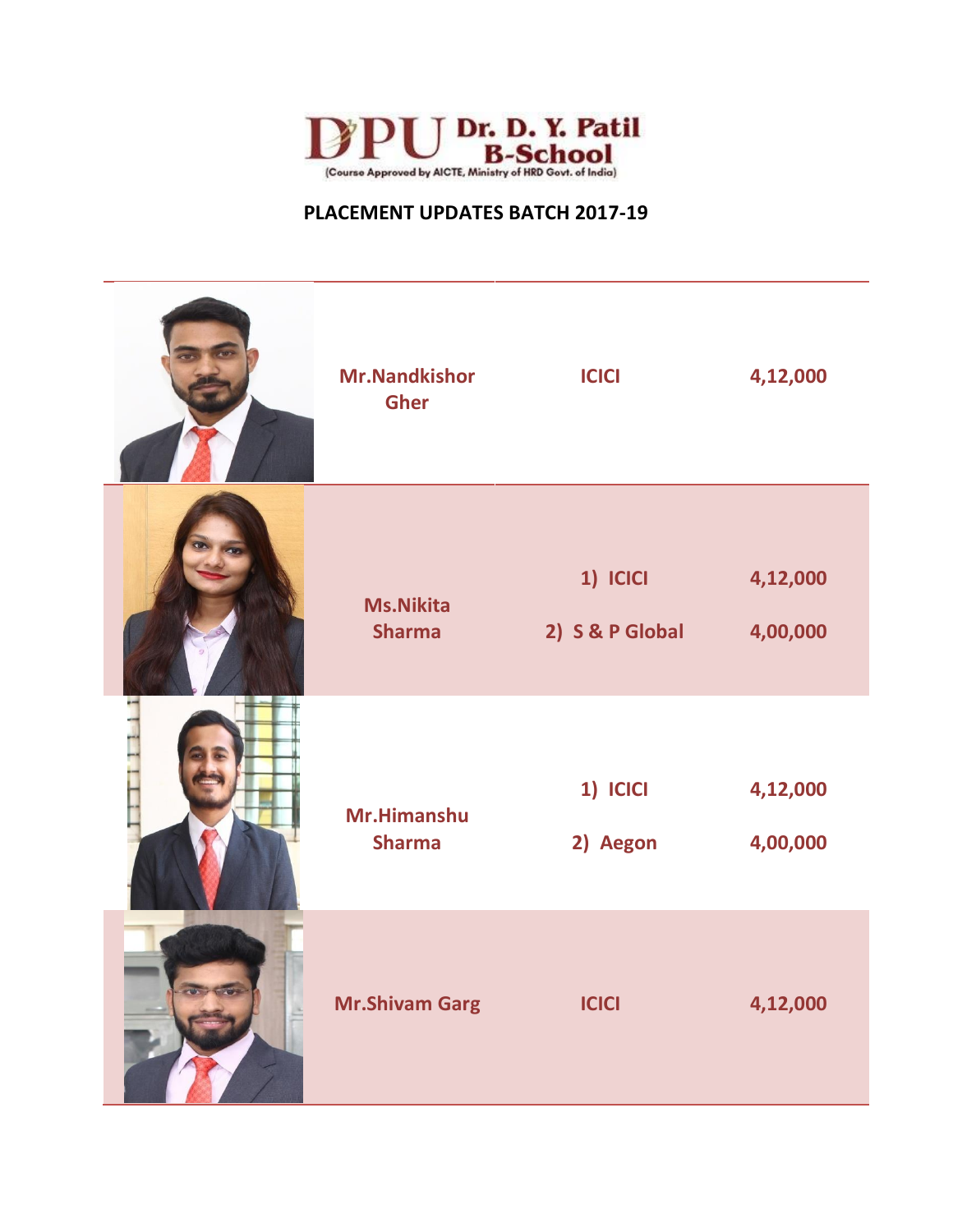Dr. D. Y. Patil B-School
(Course Approved by AICTE, Ministry of HRD Govt. of India)

**PLACEMENT UPDATES BATCH 2017-19**

| Photo | Name | Company | Package |
|---|---|---|---|
| | Mr.Nandkishor Gher | ICICI | 4,12,000 |
| | Ms.Nikita Sharma | 1) ICICI<br>2) S & P Global | 4,12,000<br>4,00,000 |
| | Mr.Himanshu Sharma | 1) ICICI<br>2) Aegon | 4,12,000<br>4,00,000 |
| | Mr.Shivam Garg | ICICI | 4,12,000 |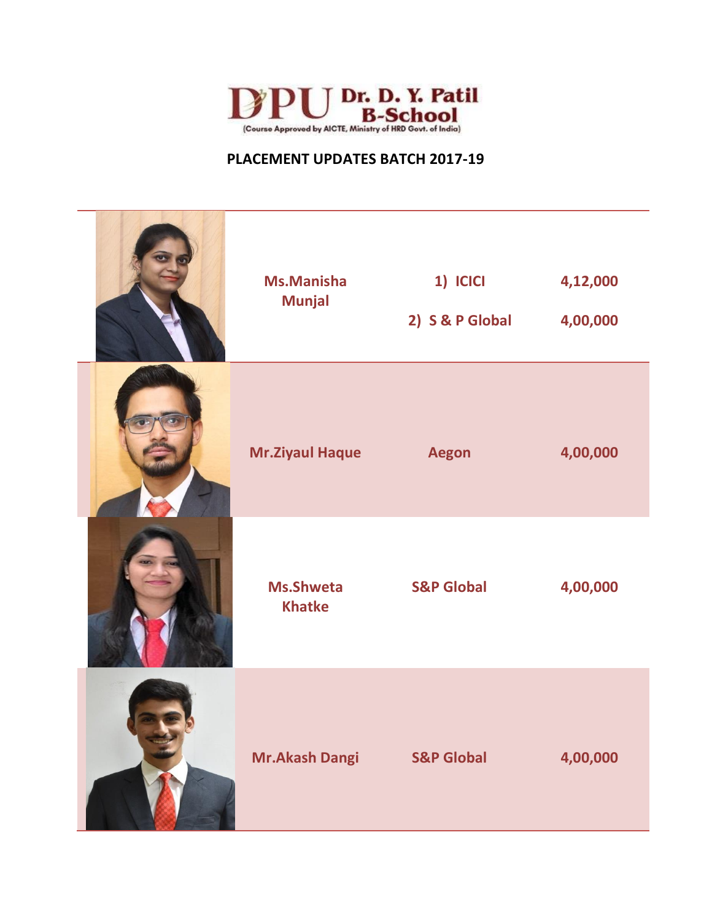Dr. D. Y. Patil B-School
(Course Approved by AICTE, Ministry of HRD Govt. of India)

**PLACEMENT UPDATES BATCH 2017-19**

| Name | Company | Package |
|---|---|---|
| Ms.Manisha Munjal | 1) ICICI | 4,12,000 |
| | 2) S & P Global | 4,00,000 |
| Mr.Ziyaul Haque | Aegon | 4,00,000 |
| Ms.Shweta Khatke | S&P Global | 4,00,000 |
| Mr.Akash Dangi | S&P Global | 4,00,000 |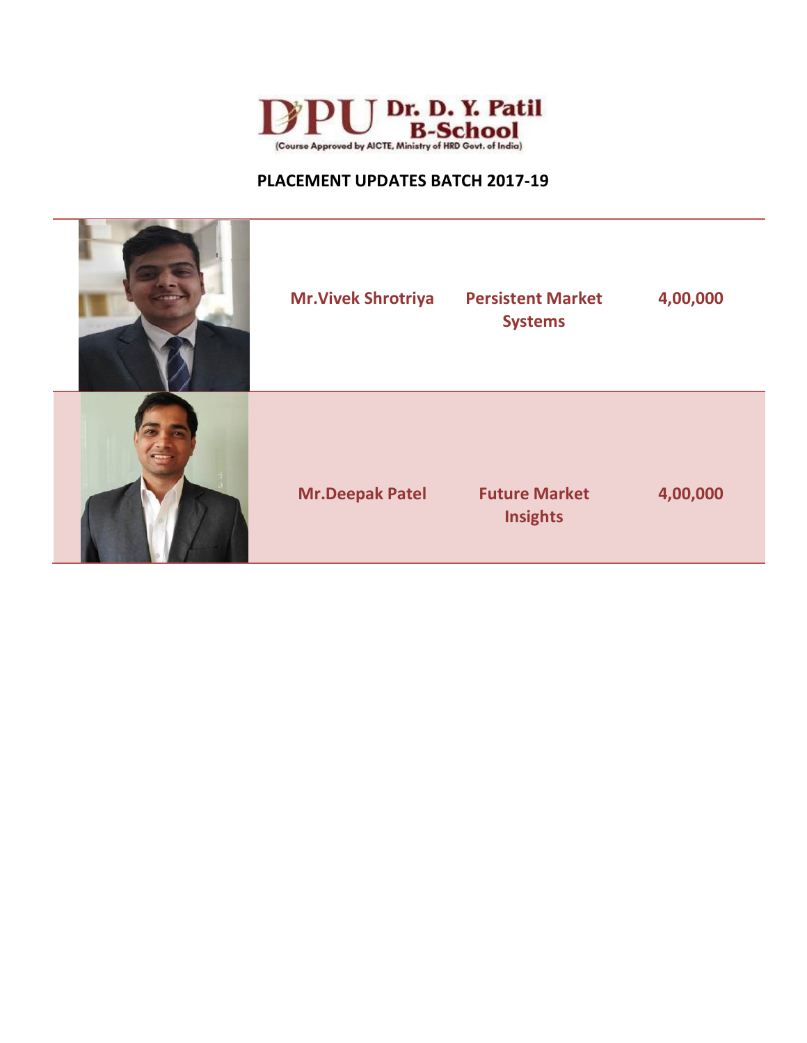Dr. D. Y. Patil B-School

(Course Approved by AICTE, Ministry of HRD Govt. of India)

## PLACEMENT UPDATES BATCH 2017-19

| | | | |
|---|---|---|---|
| | Mr.Vivek Shrotriya | Persistent Market Systems | 4,00,000 |
| | Mr.Deepak Patel | Future Market Insights | 4,00,000 |